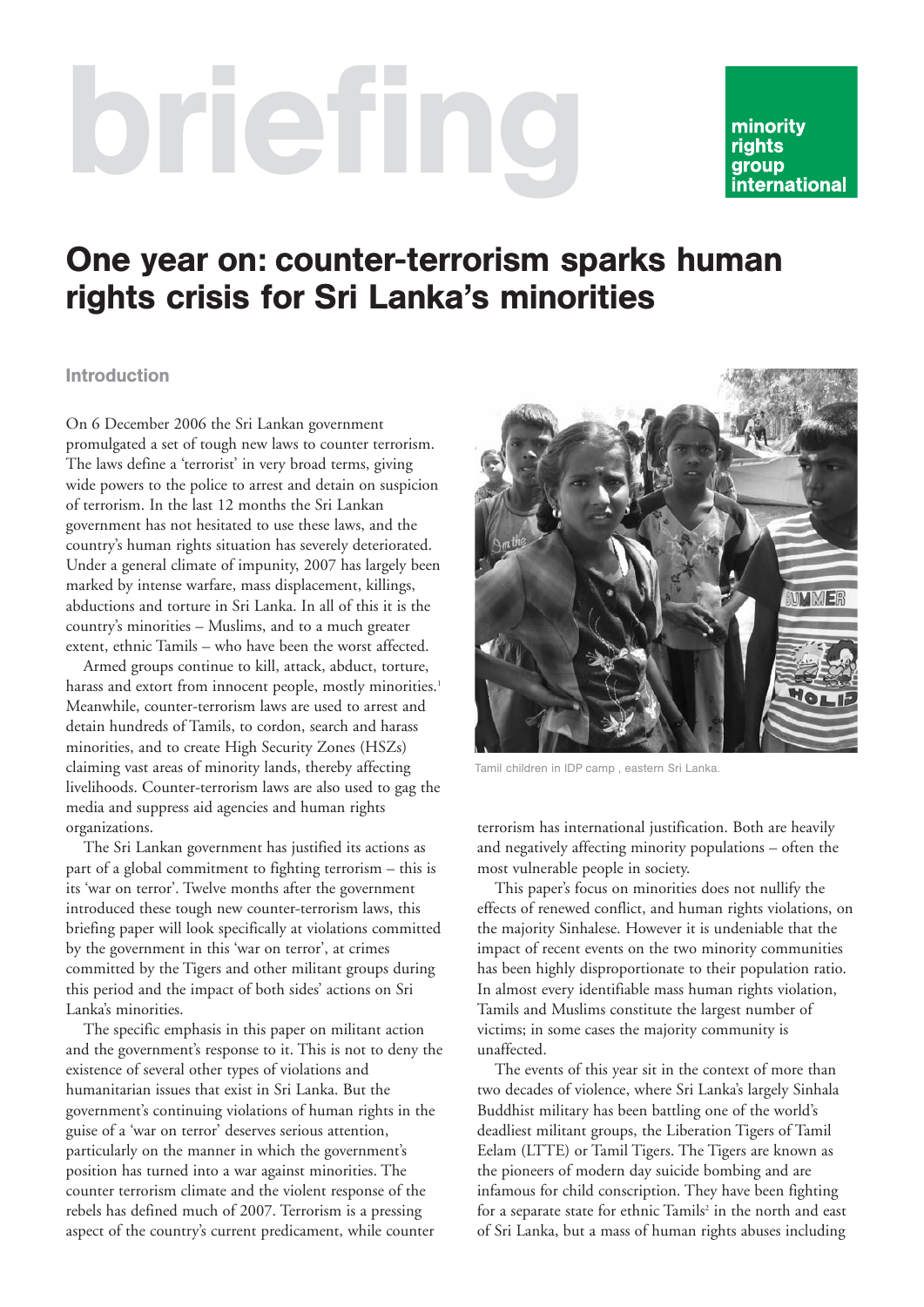briefing

minority rights group international

# One year on: counter-terrorism sparks human rights crisis for Sri Lanka's minorities

## Introduction

On 6 December 2006 the Sri Lankan government promulgated a set of tough new laws to counter terrorism. The laws define a 'terrorist' in very broad terms, giving wide powers to the police to arrest and detain on suspicion of terrorism. In the last 12 months the Sri Lankan government has not hesitated to use these laws, and the country's human rights situation has severely deteriorated. Under a general climate of impunity, 2007 has largely been marked by intense warfare, mass displacement, killings, abductions and torture in Sri Lanka. In all of this it is the country's minorities – Muslims, and to a much greater extent, ethnic Tamils – who have been the worst affected.

Armed groups continue to kill, attack, abduct, torture, harass and extort from innocent people, mostly minorities.[1] Meanwhile, counter-terrorism laws are used to arrest and detain hundreds of Tamils, to cordon, search and harass minorities, and to create High Security Zones (HSZs) claiming vast areas of minority lands, thereby affecting livelihoods. Counter-terrorism laws are also used to gag the media and suppress aid agencies and human rights organizations.

The Sri Lankan government has justified its actions as part of a global commitment to fighting terrorism – this is its 'war on terror'. Twelve months after the government introduced these tough new counter-terrorism laws, this briefing paper will look specifically at violations committed by the government in this 'war on terror', at crimes committed by the Tigers and other militant groups during this period and the impact of both sides' actions on Sri Lanka's minorities.

The specific emphasis in this paper on militant action and the government's response to it. This is not to deny the existence of several other types of violations and humanitarian issues that exist in Sri Lanka. But the government's continuing violations of human rights in the guise of a 'war on terror' deserves serious attention, particularly on the manner in which the government's position has turned into a war against minorities. The counter terrorism climate and the violent response of the rebels has defined much of 2007. Terrorism is a pressing aspect of the country's current predicament, while counter terrorism has international justification. Both are heavily and negatively affecting minority populations – often the most vulnerable people in society.

Tamil children in IDP camp , eastern Sri Lanka.

This paper's focus on minorities does not nullify the effects of renewed conflict, and human rights violations, on the majority Sinhalese. However it is undeniable that the impact of recent events on the two minority communities has been highly disproportionate to their population ratio. In almost every identifiable mass human rights violation, Tamils and Muslims constitute the largest number of victims; in some cases the majority community is unaffected.

The events of this year sit in the context of more than two decades of violence, where Sri Lanka's largely Sinhala Buddhist military has been battling one of the world's deadliest militant groups, the Liberation Tigers of Tamil Eelam (LTTE) or Tamil Tigers. The Tigers are known as the pioneers of modern day suicide bombing and are infamous for child conscription. They have been fighting for a separate state for ethnic Tamils[2] in the north and east of Sri Lanka, but a mass of human rights abuses including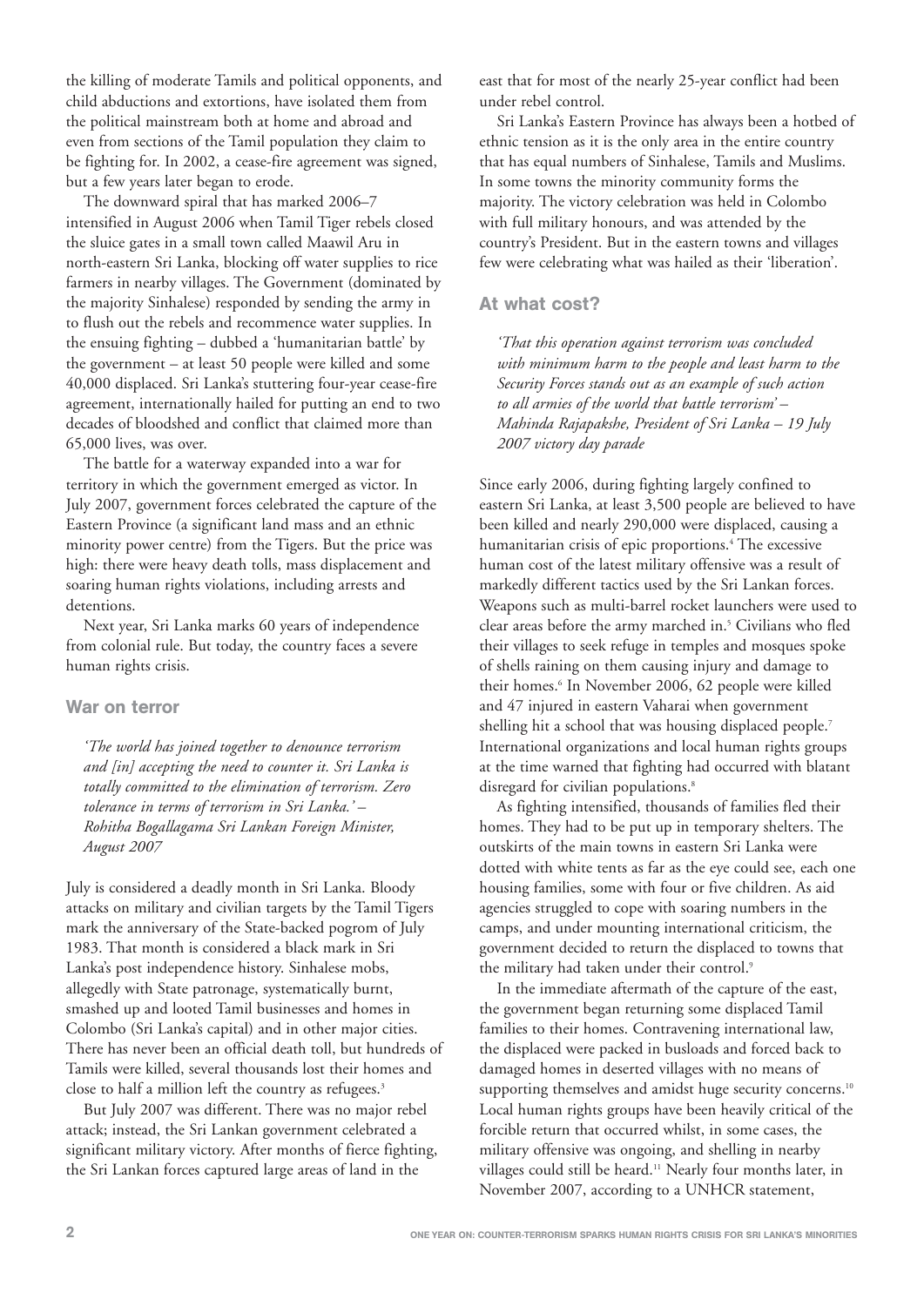the killing of moderate Tamils and political opponents, and child abductions and extortions, have isolated them from the political mainstream both at home and abroad and even from sections of the Tamil population they claim to be fighting for. In 2002, a cease-fire agreement was signed, but a few years later began to erode.

The downward spiral that has marked 2006–7 intensified in August 2006 when Tamil Tiger rebels closed the sluice gates in a small town called Maawil Aru in north-eastern Sri Lanka, blocking off water supplies to rice farmers in nearby villages. The Government (dominated by the majority Sinhalese) responded by sending the army in to flush out the rebels and recommence water supplies. In the ensuing fighting – dubbed a 'humanitarian battle' by the government – at least 50 people were killed and some 40,000 displaced. Sri Lanka's stuttering four-year cease-fire agreement, internationally hailed for putting an end to two decades of bloodshed and conflict that claimed more than 65,000 lives, was over.

The battle for a waterway expanded into a war for territory in which the government emerged as victor. In July 2007, government forces celebrated the capture of the Eastern Province (a significant land mass and an ethnic minority power centre) from the Tigers. But the price was high: there were heavy death tolls, mass displacement and soaring human rights violations, including arrests and detentions.

Next year, Sri Lanka marks 60 years of independence from colonial rule. But today, the country faces a severe human rights crisis.

## War on terror

*'The world has joined together to denounce terrorism and [in] accepting the need to counter it. Sri Lanka is totally committed to the elimination of terrorism. Zero tolerance in terms of terrorism in Sri Lanka.' – Rohitha Bogallagama Sri Lankan Foreign Minister, August 2007*

July is considered a deadly month in Sri Lanka. Bloody attacks on military and civilian targets by the Tamil Tigers mark the anniversary of the State-backed pogrom of July 1983. That month is considered a black mark in Sri Lanka's post independence history. Sinhalese mobs, allegedly with State patronage, systematically burnt, smashed up and looted Tamil businesses and homes in Colombo (Sri Lanka's capital) and in other major cities. There has never been an official death toll, but hundreds of Tamils were killed, several thousands lost their homes and close to half a million left the country as refugees.[3]

But July 2007 was different. There was no major rebel attack; instead, the Sri Lankan government celebrated a significant military victory. After months of fierce fighting, the Sri Lankan forces captured large areas of land in the east that for most of the nearly 25-year conflict had been under rebel control.

Sri Lanka's Eastern Province has always been a hotbed of ethnic tension as it is the only area in the entire country that has equal numbers of Sinhalese, Tamils and Muslims. In some towns the minority community forms the majority. The victory celebration was held in Colombo with full military honours, and was attended by the country's President. But in the eastern towns and villages few were celebrating what was hailed as their 'liberation'.

## At what cost?

*'That this operation against terrorism was concluded with minimum harm to the people and least harm to the Security Forces stands out as an example of such action to all armies of the world that battle terrorism' – Mahinda Rajapakshe, President of Sri Lanka – 19 July 2007 victory day parade*

Since early 2006, during fighting largely confined to eastern Sri Lanka, at least 3,500 people are believed to have been killed and nearly 290,000 were displaced, causing a humanitarian crisis of epic proportions.[4] The excessive human cost of the latest military offensive was a result of markedly different tactics used by the Sri Lankan forces. Weapons such as multi-barrel rocket launchers were used to clear areas before the army marched in.[5] Civilians who fled their villages to seek refuge in temples and mosques spoke of shells raining on them causing injury and damage to their homes.[6] In November 2006, 62 people were killed and 47 injured in eastern Vaharai when government shelling hit a school that was housing displaced people.[7] International organizations and local human rights groups at the time warned that fighting had occurred with blatant disregard for civilian populations.[8]

As fighting intensified, thousands of families fled their homes. They had to be put up in temporary shelters. The outskirts of the main towns in eastern Sri Lanka were dotted with white tents as far as the eye could see, each one housing families, some with four or five children. As aid agencies struggled to cope with soaring numbers in the camps, and under mounting international criticism, the government decided to return the displaced to towns that the military had taken under their control.[9]

In the immediate aftermath of the capture of the east, the government began returning some displaced Tamil families to their homes. Contravening international law, the displaced were packed in busloads and forced back to damaged homes in deserted villages with no means of supporting themselves and amidst huge security concerns.[10] Local human rights groups have been heavily critical of the forcible return that occurred whilst, in some cases, the military offensive was ongoing, and shelling in nearby villages could still be heard.[11] Nearly four months later, in November 2007, according to a UNHCR statement,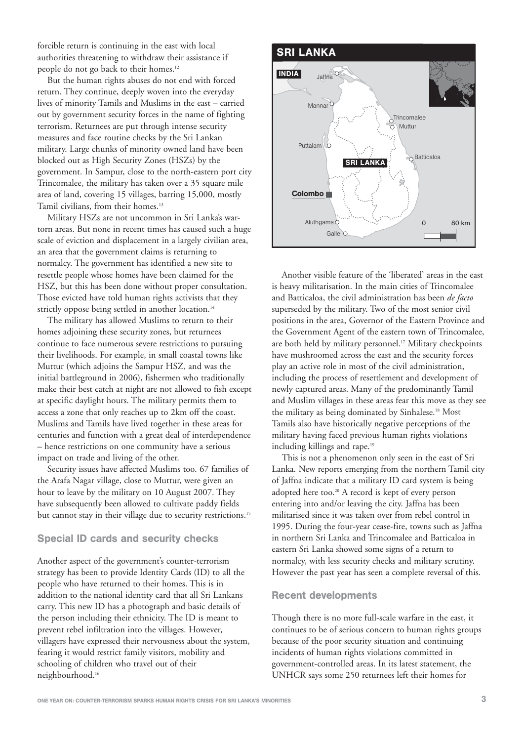forcible return is continuing in the east with local authorities threatening to withdraw their assistance if people do not go back to their homes.[12]

But the human rights abuses do not end with forced return. They continue, deeply woven into the everyday lives of minority Tamils and Muslims in the east – carried out by government security forces in the name of fighting terrorism. Returnees are put through intense security measures and face routine checks by the Sri Lankan military. Large chunks of minority owned land have been blocked out as High Security Zones (HSZs) by the government. In Sampur, close to the north-eastern port city Trincomalee, the military has taken over a 35 square mile area of land, covering 15 villages, barring 15,000, mostly Tamil civilians, from their homes.[13]

Military HSZs are not uncommon in Sri Lanka's war-torn areas. But none in recent times has caused such a huge scale of eviction and displacement in a largely civilian area, an area that the government claims is returning to normalcy. The government has identified a new site to resettle people whose homes have been claimed for the HSZ, but this has been done without proper consultation. Those evicted have told human rights activists that they strictly oppose being settled in another location.[14]

The military has allowed Muslims to return to their homes adjoining these security zones, but returnees continue to face numerous severe restrictions to pursuing their livelihoods. For example, in small coastal towns like Muttur (which adjoins the Sampur HSZ, and was the initial battleground in 2006), fishermen who traditionally make their best catch at night are not allowed to fish except at specific daylight hours. The military permits them to access a zone that only reaches up to 2km off the coast. Muslims and Tamils have lived together in these areas for centuries and function with a great deal of interdependence – hence restrictions on one community have a serious impact on trade and living of the other.

Security issues have affected Muslims too. 67 families of the Arafa Nagar village, close to Muttur, were given an hour to leave by the military on 10 August 2007. They have subsequently been allowed to cultivate paddy fields but cannot stay in their village due to security restrictions.[15]

### Special ID cards and security checks

Another aspect of the government's counter-terrorism strategy has been to provide Identity Cards (ID) to all the people who have returned to their homes. This is in addition to the national identity card that all Sri Lankans carry. This new ID has a photograph and basic details of the person including their ethnicity. The ID is meant to prevent rebel infiltration into the villages. However, villagers have expressed their nervousness about the system, fearing it would restrict family visitors, mobility and schooling of children who travel out of their neighbourhood.[16]

**SRI LANKA**

INDIA, Jaffna, Mannar, Trincomalee, Muttur, Puttalam, Batticaloa, SRI LANKA, Colombo, Aluthgama, Galle, 0, 80 km

Another visible feature of the 'liberated' areas in the east is heavy militarisation. In the main cities of Trincomalee and Batticaloa, the civil administration has been *de facto* superseded by the military. Two of the most senior civil positions in the area, Governor of the Eastern Province and the Government Agent of the eastern town of Trincomalee, are both held by military personnel.[17] Military checkpoints have mushroomed across the east and the security forces play an active role in most of the civil administration, including the process of resettlement and development of newly captured areas. Many of the predominantly Tamil and Muslim villages in these areas fear this move as they see the military as being dominated by Sinhalese.[18] Most Tamils also have historically negative perceptions of the military having faced previous human rights violations including killings and rape.[19]

This is not a phenomenon only seen in the east of Sri Lanka. New reports emerging from the northern Tamil city of Jaffna indicate that a military ID card system is being adopted here too.[20] A record is kept of every person entering into and/or leaving the city. Jaffna has been militarised since it was taken over from rebel control in 1995. During the four-year cease-fire, towns such as Jaffna in northern Sri Lanka and Trincomalee and Batticaloa in eastern Sri Lanka showed some signs of a return to normalcy, with less security checks and military scrutiny. However the past year has seen a complete reversal of this.

### Recent developments

Though there is no more full-scale warfare in the east, it continues to be of serious concern to human rights groups because of the poor security situation and continuing incidents of human rights violations committed in government-controlled areas. In its latest statement, the UNHCR says some 250 returnees left their homes for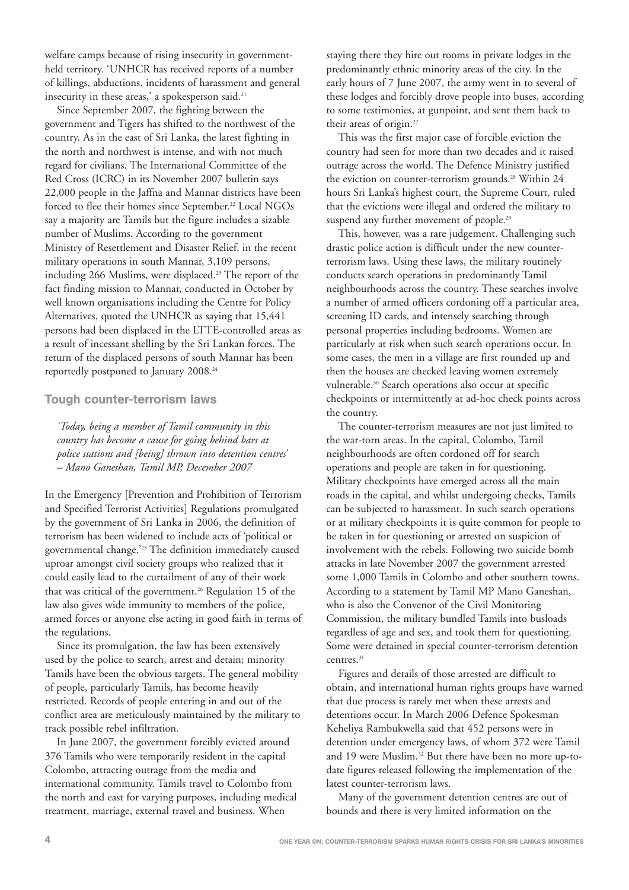welfare camps because of rising insecurity in government-held territory. 'UNHCR has received reports of a number of killings, abductions, incidents of harassment and general insecurity in these areas,' a spokesperson said.[21]

Since September 2007, the fighting between the government and Tigers has shifted to the northwest of the country. As in the east of Sri Lanka, the latest fighting in the north and northwest is intense, and with not much regard for civilians. The International Committee of the Red Cross (ICRC) in its November 2007 bulletin says 22,000 people in the Jaffna and Mannar districts have been forced to flee their homes since September.[22] Local NGOs say a majority are Tamils but the figure includes a sizable number of Muslims. According to the government Ministry of Resettlement and Disaster Relief, in the recent military operations in south Mannar, 3,109 persons, including 266 Muslims, were displaced.[23] The report of the fact finding mission to Mannar, conducted in October by well known organisations including the Centre for Policy Alternatives, quoted the UNHCR as saying that 15,441 persons had been displaced in the LTTE-controlled areas as a result of incessant shelling by the Sri Lankan forces. The return of the displaced persons of south Mannar has been reportedly postponed to January 2008.[24]

## Tough counter-terrorism laws

> *'Today, being a member of Tamil community in this country has become a cause for going behind bars at police stations and [being] thrown into detention centres'*
> *– Mano Ganeshan, Tamil MP, December 2007*

In the Emergency [Prevention and Prohibition of Terrorism and Specified Terrorist Activities] Regulations promulgated by the government of Sri Lanka in 2006, the definition of terrorism has been widened to include acts of 'political or governmental change.'[25] The definition immediately caused uproar amongst civil society groups who realized that it could easily lead to the curtailment of any of their work that was critical of the government.[26] Regulation 15 of the law also gives wide immunity to members of the police, armed forces or anyone else acting in good faith in terms of the regulations.

Since its promulgation, the law has been extensively used by the police to search, arrest and detain; minority Tamils have been the obvious targets. The general mobility of people, particularly Tamils, has become heavily restricted. Records of people entering in and out of the conflict area are meticulously maintained by the military to track possible rebel infiltration.

In June 2007, the government forcibly evicted around 376 Tamils who were temporarily resident in the capital Colombo, attracting outrage from the media and international community. Tamils travel to Colombo from the north and east for varying purposes, including medical treatment, marriage, external travel and business. When staying there they hire out rooms in private lodges in the predominantly ethnic minority areas of the city. In the early hours of 7 June 2007, the army went in to several of these lodges and forcibly drove people into buses, according to some testimonies, at gunpoint, and sent them back to their areas of origin.[27]

This was the first major case of forcible eviction the country had seen for more than two decades and it raised outrage across the world. The Defence Ministry justified the eviction on counter-terrorism grounds.[28] Within 24 hours Sri Lanka's highest court, the Supreme Court, ruled that the evictions were illegal and ordered the military to suspend any further movement of people.[29]

This, however, was a rare judgement. Challenging such drastic police action is difficult under the new counter-terrorism laws. Using these laws, the military routinely conducts search operations in predominantly Tamil neighbourhoods across the country. These searches involve a number of armed officers cordoning off a particular area, screening ID cards, and intensely searching through personal properties including bedrooms. Women are particularly at risk when such search operations occur. In some cases, the men in a village are first rounded up and then the houses are checked leaving women extremely vulnerable.[30] Search operations also occur at specific checkpoints or intermittently at ad-hoc check points across the country.

The counter-terrorism measures are not just limited to the war-torn areas. In the capital, Colombo, Tamil neighbourhoods are often cordoned off for search operations and people are taken in for questioning. Military checkpoints have emerged across all the main roads in the capital, and whilst undergoing checks, Tamils can be subjected to harassment. In such search operations or at military checkpoints it is quite common for people to be taken in for questioning or arrested on suspicion of involvement with the rebels. Following two suicide bomb attacks in late November 2007 the government arrested some 1,000 Tamils in Colombo and other southern towns. According to a statement by Tamil MP Mano Ganeshan, who is also the Convenor of the Civil Monitoring Commission, the military bundled Tamils into busloads regardless of age and sex, and took them for questioning. Some were detained in special counter-terrorism detention centres.[31]

Figures and details of those arrested are difficult to obtain, and international human rights groups have warned that due process is rarely met when these arrests and detentions occur. In March 2006 Defence Spokesman Keheliya Rambukwella said that 452 persons were in detention under emergency laws, of whom 372 were Tamil and 19 were Muslim.[32] But there have been no more up-to-date figures released following the implementation of the latest counter-terrorism laws.

Many of the government detention centres are out of bounds and there is very limited information on the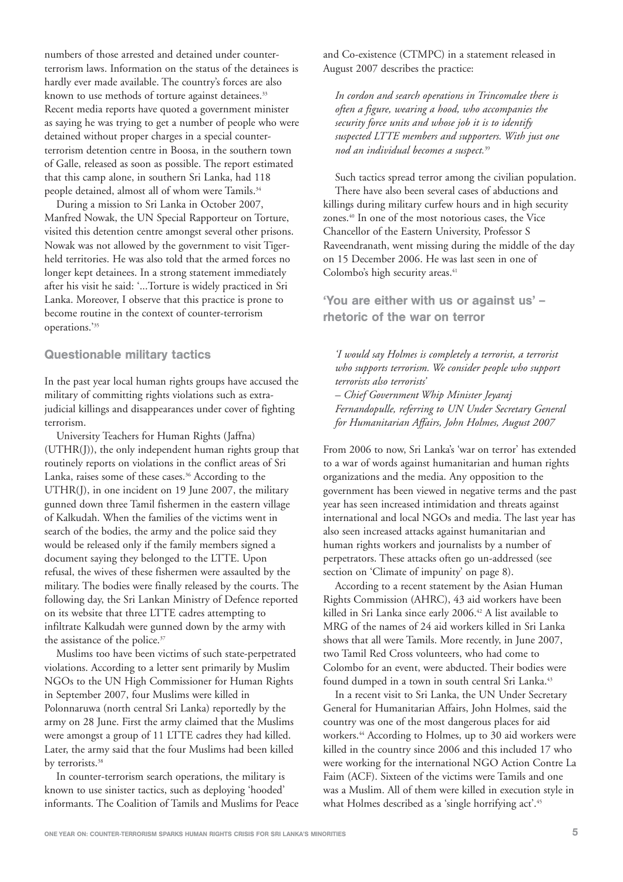numbers of those arrested and detained under counter-terrorism laws. Information on the status of the detainees is hardly ever made available. The country's forces are also known to use methods of torture against detainees.[33] Recent media reports have quoted a government minister as saying he was trying to get a number of people who were detained without proper charges in a special counter-terrorism detention centre in Boosa, in the southern town of Galle, released as soon as possible. The report estimated that this camp alone, in southern Sri Lanka, had 118 people detained, almost all of whom were Tamils.[34]

During a mission to Sri Lanka in October 2007, Manfred Nowak, the UN Special Rapporteur on Torture, visited this detention centre amongst several other prisons. Nowak was not allowed by the government to visit Tiger-held territories. He was also told that the armed forces no longer kept detainees. In a strong statement immediately after his visit he said: '...Torture is widely practiced in Sri Lanka. Moreover, I observe that this practice is prone to become routine in the context of counter-terrorism operations.'[35]

## Questionable military tactics

In the past year local human rights groups have accused the military of committing rights violations such as extra-judicial killings and disappearances under cover of fighting terrorism.

University Teachers for Human Rights (Jaffna) (UTHR(J)), the only independent human rights group that routinely reports on violations in the conflict areas of Sri Lanka, raises some of these cases.[36] According to the UTHR(J), in one incident on 19 June 2007, the military gunned down three Tamil fishermen in the eastern village of Kalkudah. When the families of the victims went in search of the bodies, the army and the police said they would be released only if the family members signed a document saying they belonged to the LTTE. Upon refusal, the wives of these fishermen were assaulted by the military. The bodies were finally released by the courts. The following day, the Sri Lankan Ministry of Defence reported on its website that three LTTE cadres attempting to infiltrate Kalkudah were gunned down by the army with the assistance of the police.[37]

Muslims too have been victims of such state-perpetrated violations. According to a letter sent primarily by Muslim NGOs to the UN High Commissioner for Human Rights in September 2007, four Muslims were killed in Polonnaruwa (north central Sri Lanka) reportedly by the army on 28 June. First the army claimed that the Muslims were amongst a group of 11 LTTE cadres they had killed. Later, the army said that the four Muslims had been killed by terrorists.[38]

In counter-terrorism search operations, the military is known to use sinister tactics, such as deploying 'hooded' informants. The Coalition of Tamils and Muslims for Peace and Co-existence (CTMPC) in a statement released in August 2007 describes the practice:

*In cordon and search operations in Trincomalee there is often a figure, wearing a hood, who accompanies the security force units and whose job it is to identify suspected LTTE members and supporters. With just one nod an individual becomes a suspect.*[39]

Such tactics spread terror among the civilian population.

There have also been several cases of abductions and killings during military curfew hours and in high security zones.[40] In one of the most notorious cases, the Vice Chancellor of the Eastern University, Professor S Raveendranath, went missing during the middle of the day on 15 December 2006. He was last seen in one of Colombo's high security areas.[41]

## 'You are either with us or against us' – rhetoric of the war on terror

*'I would say Holmes is completely a terrorist, a terrorist who supports terrorism. We consider people who support terrorists also terrorists'*
*– Chief Government Whip Minister Jeyaraj Fernandopulle, referring to UN Under Secretary General for Humanitarian Affairs, John Holmes, August 2007*

From 2006 to now, Sri Lanka's 'war on terror' has extended to a war of words against humanitarian and human rights organizations and the media. Any opposition to the government has been viewed in negative terms and the past year has seen increased intimidation and threats against international and local NGOs and media. The last year has also seen increased attacks against humanitarian and human rights workers and journalists by a number of perpetrators. These attacks often go un-addressed (see section on 'Climate of impunity' on page 8).

According to a recent statement by the Asian Human Rights Commission (AHRC), 43 aid workers have been killed in Sri Lanka since early 2006.[42] A list available to MRG of the names of 24 aid workers killed in Sri Lanka shows that all were Tamils. More recently, in June 2007, two Tamil Red Cross volunteers, who had come to Colombo for an event, were abducted. Their bodies were found dumped in a town in south central Sri Lanka.[43]

In a recent visit to Sri Lanka, the UN Under Secretary General for Humanitarian Affairs, John Holmes, said the country was one of the most dangerous places for aid workers.[44] According to Holmes, up to 30 aid workers were killed in the country since 2006 and this included 17 who were working for the international NGO Action Contre La Faim (ACF). Sixteen of the victims were Tamils and one was a Muslim. All of them were killed in execution style in what Holmes described as a 'single horrifying act'.[45]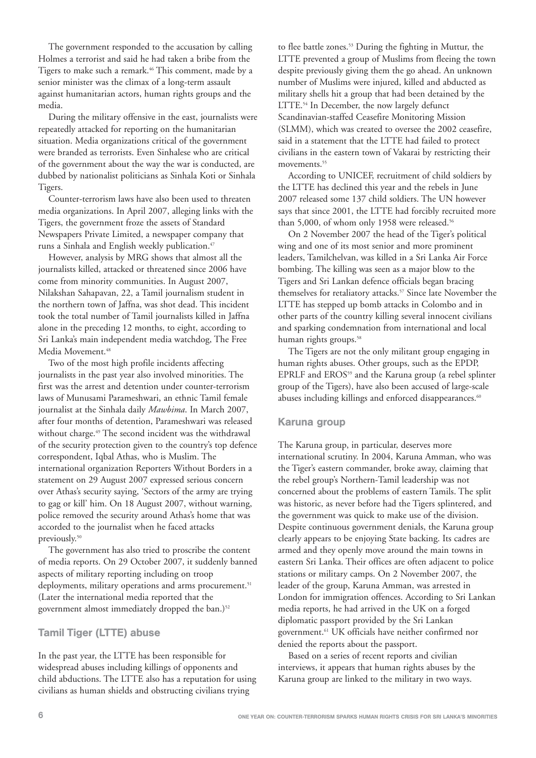The government responded to the accusation by calling Holmes a terrorist and said he had taken a bribe from the Tigers to make such a remark.[46] This comment, made by a senior minister was the climax of a long-term assault against humanitarian actors, human rights groups and the media.

During the military offensive in the east, journalists were repeatedly attacked for reporting on the humanitarian situation. Media organizations critical of the government were branded as terrorists. Even Sinhalese who are critical of the government about the way the war is conducted, are dubbed by nationalist politicians as Sinhala Koti or Sinhala Tigers.

Counter-terrorism laws have also been used to threaten media organizations. In April 2007, alleging links with the Tigers, the government froze the assets of Standard Newspapers Private Limited, a newspaper company that runs a Sinhala and English weekly publication.[47]

However, analysis by MRG shows that almost all the journalists killed, attacked or threatened since 2006 have come from minority communities. In August 2007, Nilakshan Sahapavan, 22, a Tamil journalism student in the northern town of Jaffna, was shot dead. This incident took the total number of Tamil journalists killed in Jaffna alone in the preceding 12 months, to eight, according to Sri Lanka's main independent media watchdog, The Free Media Movement.[48]

Two of the most high profile incidents affecting journalists in the past year also involved minorities. The first was the arrest and detention under counter-terrorism laws of Munusami Parameshwari, an ethnic Tamil female journalist at the Sinhala daily *Mawbima*. In March 2007, after four months of detention, Parameshwari was released without charge.[49] The second incident was the withdrawal of the security protection given to the country's top defence correspondent, Iqbal Athas, who is Muslim. The international organization Reporters Without Borders in a statement on 29 August 2007 expressed serious concern over Athas's security saying, 'Sectors of the army are trying to gag or kill' him. On 18 August 2007, without warning, police removed the security around Athas's home that was accorded to the journalist when he faced attacks previously.[50]

The government has also tried to proscribe the content of media reports. On 29 October 2007, it suddenly banned aspects of military reporting including on troop deployments, military operations and arms procurement.[51] (Later the international media reported that the government almost immediately dropped the ban.)[52]

## Tamil Tiger (LTTE) abuse

In the past year, the LTTE has been responsible for widespread abuses including killings of opponents and child abductions. The LTTE also has a reputation for using civilians as human shields and obstructing civilians trying to flee battle zones.[53] During the fighting in Muttur, the LTTE prevented a group of Muslims from fleeing the town despite previously giving them the go ahead. An unknown number of Muslims were injured, killed and abducted as military shells hit a group that had been detained by the LTTE.[54] In December, the now largely defunct Scandinavian-staffed Ceasefire Monitoring Mission (SLMM), which was created to oversee the 2002 ceasefire, said in a statement that the LTTE had failed to protect civilians in the eastern town of Vakarai by restricting their movements.[55]

According to UNICEF, recruitment of child soldiers by the LTTE has declined this year and the rebels in June 2007 released some 137 child soldiers. The UN however says that since 2001, the LTTE had forcibly recruited more than 5,000, of whom only 1958 were released.[56]

On 2 November 2007 the head of the Tiger's political wing and one of its most senior and more prominent leaders, Tamilchelvan, was killed in a Sri Lanka Air Force bombing. The killing was seen as a major blow to the Tigers and Sri Lankan defence officials began bracing themselves for retaliatory attacks.[57] Since late November the LTTE has stepped up bomb attacks in Colombo and in other parts of the country killing several innocent civilians and sparking condemnation from international and local human rights groups.[58]

The Tigers are not the only militant group engaging in human rights abuses. Other groups, such as the EPDP, EPRLF and EROS[59] and the Karuna group (a rebel splinter group of the Tigers), have also been accused of large-scale abuses including killings and enforced disappearances.[60]

## Karuna group

The Karuna group, in particular, deserves more international scrutiny. In 2004, Karuna Amman, who was the Tiger's eastern commander, broke away, claiming that the rebel group's Northern-Tamil leadership was not concerned about the problems of eastern Tamils. The split was historic, as never before had the Tigers splintered, and the government was quick to make use of the division. Despite continuous government denials, the Karuna group clearly appears to be enjoying State backing. Its cadres are armed and they openly move around the main towns in eastern Sri Lanka. Their offices are often adjacent to police stations or military camps. On 2 November 2007, the leader of the group, Karuna Amman, was arrested in London for immigration offences. According to Sri Lankan media reports, he had arrived in the UK on a forged diplomatic passport provided by the Sri Lankan government.[61] UK officials have neither confirmed nor denied the reports about the passport.

Based on a series of recent reports and civilian interviews, it appears that human rights abuses by the Karuna group are linked to the military in two ways.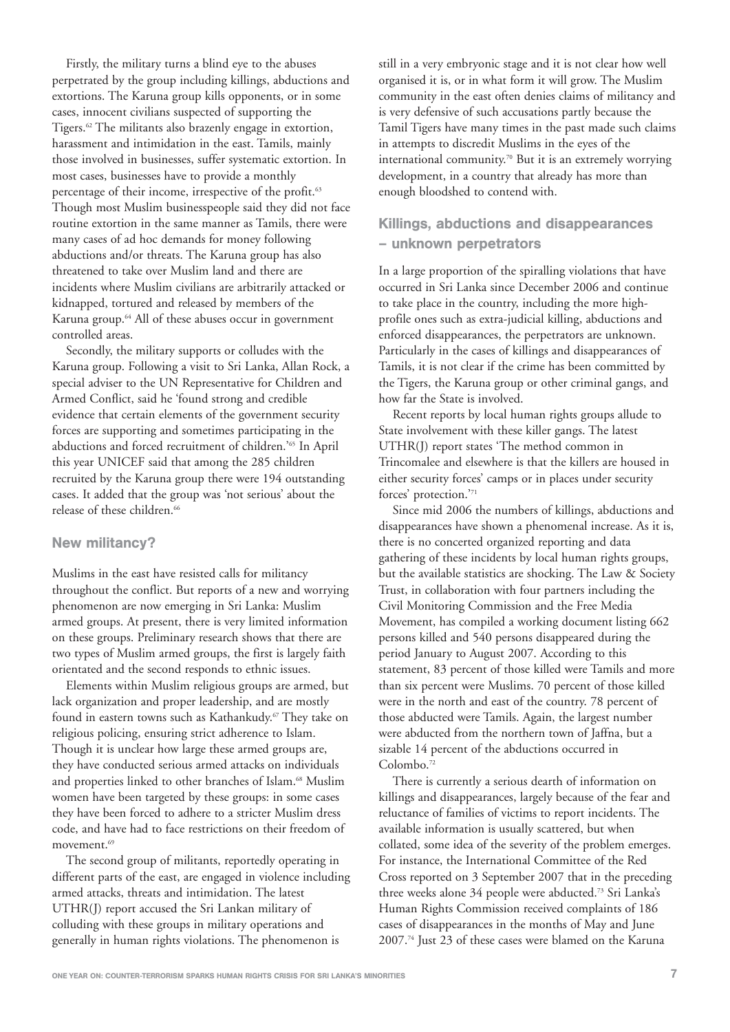Firstly, the military turns a blind eye to the abuses perpetrated by the group including killings, abductions and extortions. The Karuna group kills opponents, or in some cases, innocent civilians suspected of supporting the Tigers.[62] The militants also brazenly engage in extortion, harassment and intimidation in the east. Tamils, mainly those involved in businesses, suffer systematic extortion. In most cases, businesses have to provide a monthly percentage of their income, irrespective of the profit.[63] Though most Muslim businesspeople said they did not face routine extortion in the same manner as Tamils, there were many cases of ad hoc demands for money following abductions and/or threats. The Karuna group has also threatened to take over Muslim land and there are incidents where Muslim civilians are arbitrarily attacked or kidnapped, tortured and released by members of the Karuna group.[64] All of these abuses occur in government controlled areas.

Secondly, the military supports or colludes with the Karuna group. Following a visit to Sri Lanka, Allan Rock, a special adviser to the UN Representative for Children and Armed Conflict, said he 'found strong and credible evidence that certain elements of the government security forces are supporting and sometimes participating in the abductions and forced recruitment of children.'[65] In April this year UNICEF said that among the 285 children recruited by the Karuna group there were 194 outstanding cases. It added that the group was 'not serious' about the release of these children.[66]

### New militancy?

Muslims in the east have resisted calls for militancy throughout the conflict. But reports of a new and worrying phenomenon are now emerging in Sri Lanka: Muslim armed groups. At present, there is very limited information on these groups. Preliminary research shows that there are two types of Muslim armed groups, the first is largely faith orientated and the second responds to ethnic issues.

Elements within Muslim religious groups are armed, but lack organization and proper leadership, and are mostly found in eastern towns such as Kathankudy.[67] They take on religious policing, ensuring strict adherence to Islam. Though it is unclear how large these armed groups are, they have conducted serious armed attacks on individuals and properties linked to other branches of Islam.[68] Muslim women have been targeted by these groups: in some cases they have been forced to adhere to a stricter Muslim dress code, and have had to face restrictions on their freedom of movement.[69]

The second group of militants, reportedly operating in different parts of the east, are engaged in violence including armed attacks, threats and intimidation. The latest UTHR(J) report accused the Sri Lankan military of colluding with these groups in military operations and generally in human rights violations. The phenomenon is still in a very embryonic stage and it is not clear how well organised it is, or in what form it will grow. The Muslim community in the east often denies claims of militancy and is very defensive of such accusations partly because the Tamil Tigers have many times in the past made such claims in attempts to discredit Muslims in the eyes of the international community.[70] But it is an extremely worrying development, in a country that already has more than enough bloodshed to contend with.

### Killings, abductions and disappearances – unknown perpetrators

In a large proportion of the spiralling violations that have occurred in Sri Lanka since December 2006 and continue to take place in the country, including the more high-profile ones such as extra-judicial killing, abductions and enforced disappearances, the perpetrators are unknown. Particularly in the cases of killings and disappearances of Tamils, it is not clear if the crime has been committed by the Tigers, the Karuna group or other criminal gangs, and how far the State is involved.

Recent reports by local human rights groups allude to State involvement with these killer gangs. The latest UTHR(J) report states 'The method common in Trincomalee and elsewhere is that the killers are housed in either security forces' camps or in places under security forces' protection.'[71]

Since mid 2006 the numbers of killings, abductions and disappearances have shown a phenomenal increase. As it is, there is no concerted organized reporting and data gathering of these incidents by local human rights groups, but the available statistics are shocking. The Law & Society Trust, in collaboration with four partners including the Civil Monitoring Commission and the Free Media Movement, has compiled a working document listing 662 persons killed and 540 persons disappeared during the period January to August 2007. According to this statement, 83 percent of those killed were Tamils and more than six percent were Muslims. 70 percent of those killed were in the north and east of the country. 78 percent of those abducted were Tamils. Again, the largest number were abducted from the northern town of Jaffna, but a sizable 14 percent of the abductions occurred in Colombo.[72]

There is currently a serious dearth of information on killings and disappearances, largely because of the fear and reluctance of families of victims to report incidents. The available information is usually scattered, but when collated, some idea of the severity of the problem emerges. For instance, the International Committee of the Red Cross reported on 3 September 2007 that in the preceding three weeks alone 34 people were abducted.[73] Sri Lanka's Human Rights Commission received complaints of 186 cases of disappearances in the months of May and June 2007.[74] Just 23 of these cases were blamed on the Karuna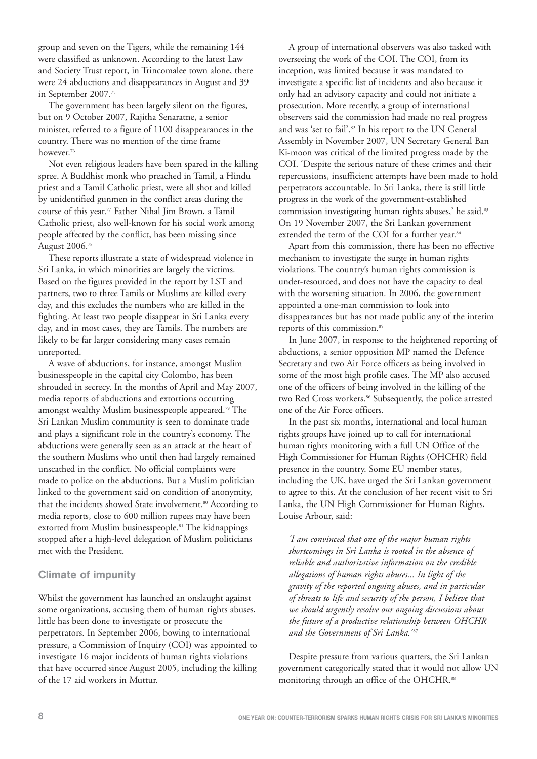group and seven on the Tigers, while the remaining 144 were classified as unknown. According to the latest Law and Society Trust report, in Trincomalee town alone, there were 24 abductions and disappearances in August and 39 in September 2007.[75]

The government has been largely silent on the figures, but on 9 October 2007, Rajitha Senaratne, a senior minister, referred to a figure of 1100 disappearances in the country. There was no mention of the time frame however.[76]

Not even religious leaders have been spared in the killing spree. A Buddhist monk who preached in Tamil, a Hindu priest and a Tamil Catholic priest, were all shot and killed by unidentified gunmen in the conflict areas during the course of this year.[77] Father Nihal Jim Brown, a Tamil Catholic priest, also well-known for his social work among people affected by the conflict, has been missing since August 2006.[78]

These reports illustrate a state of widespread violence in Sri Lanka, in which minorities are largely the victims. Based on the figures provided in the report by LST and partners, two to three Tamils or Muslims are killed every day, and this excludes the numbers who are killed in the fighting. At least two people disappear in Sri Lanka every day, and in most cases, they are Tamils. The numbers are likely to be far larger considering many cases remain unreported.

A wave of abductions, for instance, amongst Muslim businesspeople in the capital city Colombo, has been shrouded in secrecy. In the months of April and May 2007, media reports of abductions and extortions occurring amongst wealthy Muslim businesspeople appeared.[79] The Sri Lankan Muslim community is seen to dominate trade and plays a significant role in the country's economy. The abductions were generally seen as an attack at the heart of the southern Muslims who until then had largely remained unscathed in the conflict. No official complaints were made to police on the abductions. But a Muslim politician linked to the government said on condition of anonymity, that the incidents showed State involvement.[80] According to media reports, close to 600 million rupees may have been extorted from Muslim businesspeople.[81] The kidnappings stopped after a high-level delegation of Muslim politicians met with the President.

## Climate of impunity

Whilst the government has launched an onslaught against some organizations, accusing them of human rights abuses, little has been done to investigate or prosecute the perpetrators. In September 2006, bowing to international pressure, a Commission of Inquiry (COI) was appointed to investigate 16 major incidents of human rights violations that have occurred since August 2005, including the killing of the 17 aid workers in Muttur.

A group of international observers was also tasked with overseeing the work of the COI. The COI, from its inception, was limited because it was mandated to investigate a specific list of incidents and also because it only had an advisory capacity and could not initiate a prosecution. More recently, a group of international observers said the commission had made no real progress and was 'set to fail'.[82] In his report to the UN General Assembly in November 2007, UN Secretary General Ban Ki-moon was critical of the limited progress made by the COI. 'Despite the serious nature of these crimes and their repercussions, insufficient attempts have been made to hold perpetrators accountable. In Sri Lanka, there is still little progress in the work of the government-established commission investigating human rights abuses,' he said.[83] On 19 November 2007, the Sri Lankan government extended the term of the COI for a further year.[84]

Apart from this commission, there has been no effective mechanism to investigate the surge in human rights violations. The country's human rights commission is under-resourced, and does not have the capacity to deal with the worsening situation. In 2006, the government appointed a one-man commission to look into disappearances but has not made public any of the interim reports of this commission.[85]

In June 2007, in response to the heightened reporting of abductions, a senior opposition MP named the Defence Secretary and two Air Force officers as being involved in some of the most high profile cases. The MP also accused one of the officers of being involved in the killing of the two Red Cross workers.[86] Subsequently, the police arrested one of the Air Force officers.

In the past six months, international and local human rights groups have joined up to call for international human rights monitoring with a full UN Office of the High Commissioner for Human Rights (OHCHR) field presence in the country. Some EU member states, including the UK, have urged the Sri Lankan government to agree to this. At the conclusion of her recent visit to Sri Lanka, the UN High Commissioner for Human Rights, Louise Arbour, said:

> *'I am convinced that one of the major human rights shortcomings in Sri Lanka is rooted in the absence of reliable and authoritative information on the credible allegations of human rights abuses... In light of the gravity of the reported ongoing abuses, and in particular of threats to life and security of the person, I believe that we should urgently resolve our ongoing discussions about the future of a productive relationship between OHCHR and the Government of Sri Lanka.'*[87]

Despite pressure from various quarters, the Sri Lankan government categorically stated that it would not allow UN monitoring through an office of the OHCHR.[88]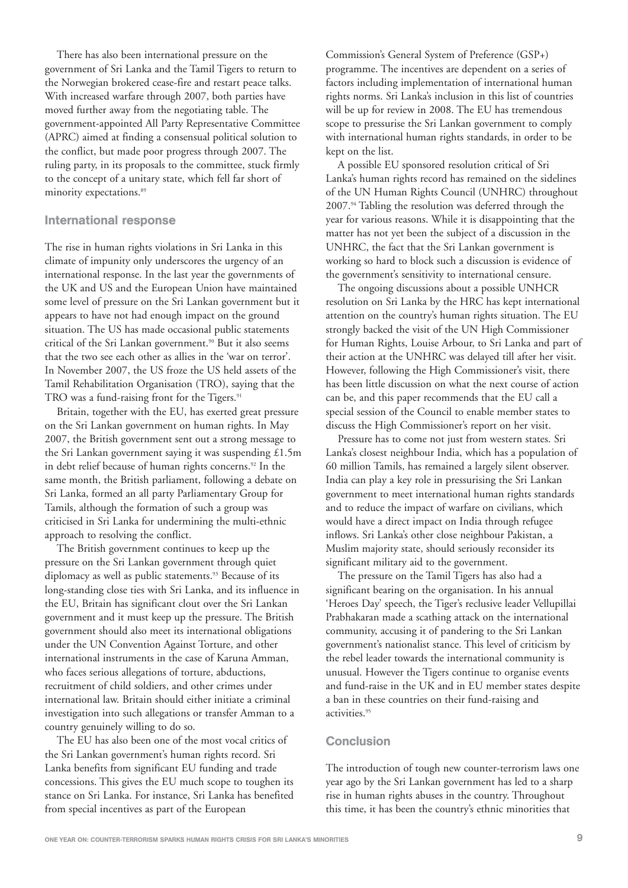There has also been international pressure on the government of Sri Lanka and the Tamil Tigers to return to the Norwegian brokered cease-fire and restart peace talks. With increased warfare through 2007, both parties have moved further away from the negotiating table. The government-appointed All Party Representative Committee (APRC) aimed at finding a consensual political solution to the conflict, but made poor progress through 2007. The ruling party, in its proposals to the committee, stuck firmly to the concept of a unitary state, which fell far short of minority expectations.[89]

## International response

The rise in human rights violations in Sri Lanka in this climate of impunity only underscores the urgency of an international response. In the last year the governments of the UK and US and the European Union have maintained some level of pressure on the Sri Lankan government but it appears to have not had enough impact on the ground situation. The US has made occasional public statements critical of the Sri Lankan government.[90] But it also seems that the two see each other as allies in the 'war on terror'. In November 2007, the US froze the US held assets of the Tamil Rehabilitation Organisation (TRO), saying that the TRO was a fund-raising front for the Tigers.[91]

Britain, together with the EU, has exerted great pressure on the Sri Lankan government on human rights. In May 2007, the British government sent out a strong message to the Sri Lankan government saying it was suspending £1.5m in debt relief because of human rights concerns.[92] In the same month, the British parliament, following a debate on Sri Lanka, formed an all party Parliamentary Group for Tamils, although the formation of such a group was criticised in Sri Lanka for undermining the multi-ethnic approach to resolving the conflict.

The British government continues to keep up the pressure on the Sri Lankan government through quiet diplomacy as well as public statements.[93] Because of its long-standing close ties with Sri Lanka, and its influence in the EU, Britain has significant clout over the Sri Lankan government and it must keep up the pressure. The British government should also meet its international obligations under the UN Convention Against Torture, and other international instruments in the case of Karuna Amman, who faces serious allegations of torture, abductions, recruitment of child soldiers, and other crimes under international law. Britain should either initiate a criminal investigation into such allegations or transfer Amman to a country genuinely willing to do so.

The EU has also been one of the most vocal critics of the Sri Lankan government's human rights record. Sri Lanka benefits from significant EU funding and trade concessions. This gives the EU much scope to toughen its stance on Sri Lanka. For instance, Sri Lanka has benefited from special incentives as part of the European Commission's General System of Preference (GSP+) programme. The incentives are dependent on a series of factors including implementation of international human rights norms. Sri Lanka's inclusion in this list of countries will be up for review in 2008. The EU has tremendous scope to pressurise the Sri Lankan government to comply with international human rights standards, in order to be kept on the list.

A possible EU sponsored resolution critical of Sri Lanka's human rights record has remained on the sidelines of the UN Human Rights Council (UNHRC) throughout 2007.[94] Tabling the resolution was deferred through the year for various reasons. While it is disappointing that the matter has not yet been the subject of a discussion in the UNHRC, the fact that the Sri Lankan government is working so hard to block such a discussion is evidence of the government's sensitivity to international censure.

The ongoing discussions about a possible UNHCR resolution on Sri Lanka by the HRC has kept international attention on the country's human rights situation. The EU strongly backed the visit of the UN High Commissioner for Human Rights, Louise Arbour, to Sri Lanka and part of their action at the UNHRC was delayed till after her visit. However, following the High Commissioner's visit, there has been little discussion on what the next course of action can be, and this paper recommends that the EU call a special session of the Council to enable member states to discuss the High Commissioner's report on her visit.

Pressure has to come not just from western states. Sri Lanka's closest neighbour India, which has a population of 60 million Tamils, has remained a largely silent observer. India can play a key role in pressurising the Sri Lankan government to meet international human rights standards and to reduce the impact of warfare on civilians, which would have a direct impact on India through refugee inflows. Sri Lanka's other close neighbour Pakistan, a Muslim majority state, should seriously reconsider its significant military aid to the government.

The pressure on the Tamil Tigers has also had a significant bearing on the organisation. In his annual 'Heroes Day' speech, the Tiger's reclusive leader Vellupillai Prabhakaran made a scathing attack on the international community, accusing it of pandering to the Sri Lankan government's nationalist stance. This level of criticism by the rebel leader towards the international community is unusual. However the Tigers continue to organise events and fund-raise in the UK and in EU member states despite a ban in these countries on their fund-raising and activities.[95]

## Conclusion

The introduction of tough new counter-terrorism laws one year ago by the Sri Lankan government has led to a sharp rise in human rights abuses in the country. Throughout this time, it has been the country's ethnic minorities that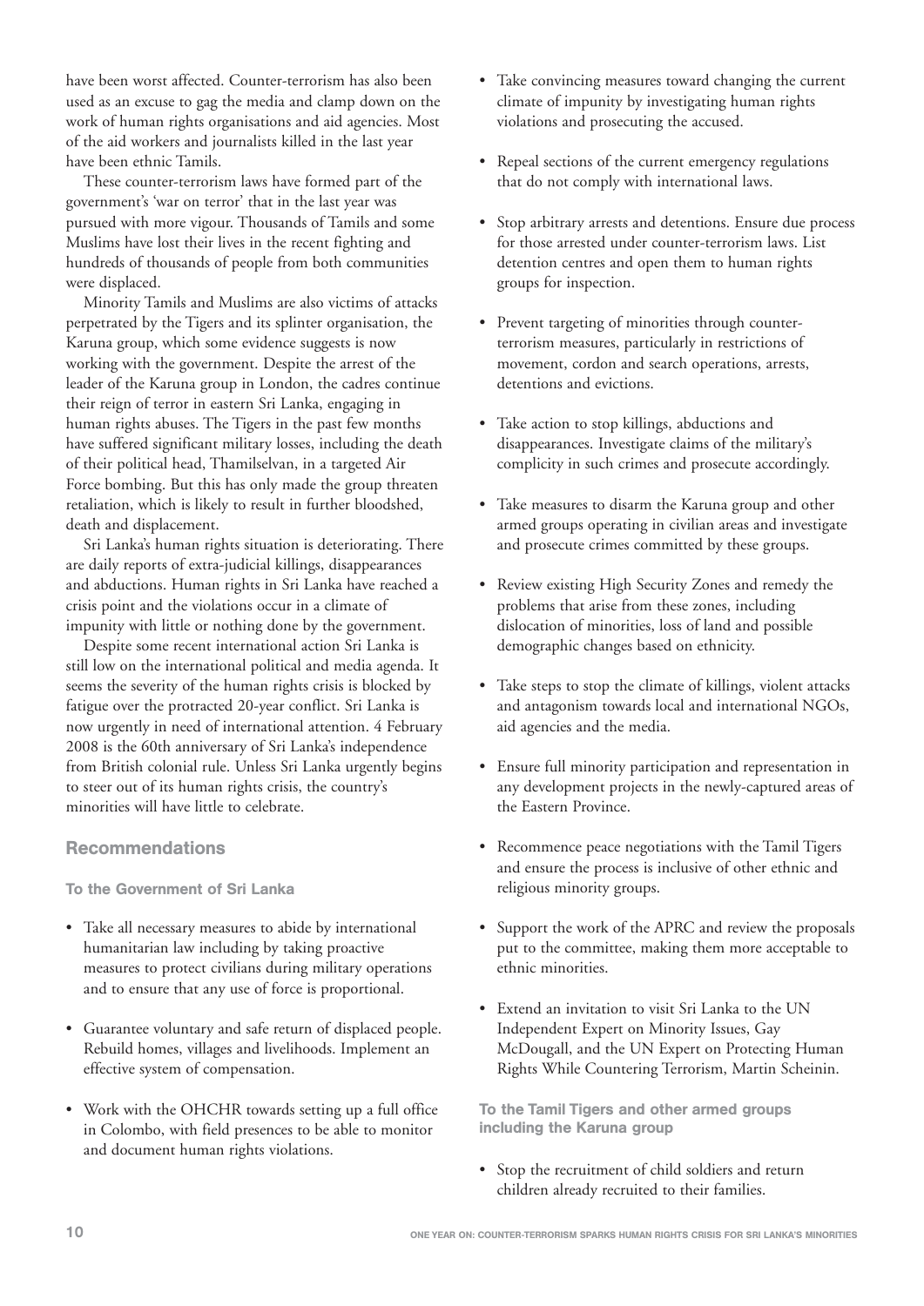have been worst affected. Counter-terrorism has also been used as an excuse to gag the media and clamp down on the work of human rights organisations and aid agencies. Most of the aid workers and journalists killed in the last year have been ethnic Tamils.

These counter-terrorism laws have formed part of the government's 'war on terror' that in the last year was pursued with more vigour. Thousands of Tamils and some Muslims have lost their lives in the recent fighting and hundreds of thousands of people from both communities were displaced.

Minority Tamils and Muslims are also victims of attacks perpetrated by the Tigers and its splinter organisation, the Karuna group, which some evidence suggests is now working with the government. Despite the arrest of the leader of the Karuna group in London, the cadres continue their reign of terror in eastern Sri Lanka, engaging in human rights abuses. The Tigers in the past few months have suffered significant military losses, including the death of their political head, Thamilselvan, in a targeted Air Force bombing. But this has only made the group threaten retaliation, which is likely to result in further bloodshed, death and displacement.

Sri Lanka's human rights situation is deteriorating. There are daily reports of extra-judicial killings, disappearances and abductions. Human rights in Sri Lanka have reached a crisis point and the violations occur in a climate of impunity with little or nothing done by the government.

Despite some recent international action Sri Lanka is still low on the international political and media agenda. It seems the severity of the human rights crisis is blocked by fatigue over the protracted 20-year conflict. Sri Lanka is now urgently in need of international attention. 4 February 2008 is the 60th anniversary of Sri Lanka's independence from British colonial rule. Unless Sri Lanka urgently begins to steer out of its human rights crisis, the country's minorities will have little to celebrate.

## Recommendations

### To the Government of Sri Lanka

- Take all necessary measures to abide by international humanitarian law including by taking proactive measures to protect civilians during military operations and to ensure that any use of force is proportional.
- Guarantee voluntary and safe return of displaced people. Rebuild homes, villages and livelihoods. Implement an effective system of compensation.
- Work with the OHCHR towards setting up a full office in Colombo, with field presences to be able to monitor and document human rights violations.
- Take convincing measures toward changing the current climate of impunity by investigating human rights violations and prosecuting the accused.
- Repeal sections of the current emergency regulations that do not comply with international laws.
- Stop arbitrary arrests and detentions. Ensure due process for those arrested under counter-terrorism laws. List detention centres and open them to human rights groups for inspection.
- Prevent targeting of minorities through counter-terrorism measures, particularly in restrictions of movement, cordon and search operations, arrests, detentions and evictions.
- Take action to stop killings, abductions and disappearances. Investigate claims of the military's complicity in such crimes and prosecute accordingly.
- Take measures to disarm the Karuna group and other armed groups operating in civilian areas and investigate and prosecute crimes committed by these groups.
- Review existing High Security Zones and remedy the problems that arise from these zones, including dislocation of minorities, loss of land and possible demographic changes based on ethnicity.
- Take steps to stop the climate of killings, violent attacks and antagonism towards local and international NGOs, aid agencies and the media.
- Ensure full minority participation and representation in any development projects in the newly-captured areas of the Eastern Province.
- Recommence peace negotiations with the Tamil Tigers and ensure the process is inclusive of other ethnic and religious minority groups.
- Support the work of the APRC and review the proposals put to the committee, making them more acceptable to ethnic minorities.
- Extend an invitation to visit Sri Lanka to the UN Independent Expert on Minority Issues, Gay McDougall, and the UN Expert on Protecting Human Rights While Countering Terrorism, Martin Scheinin.

### To the Tamil Tigers and other armed groups including the Karuna group

- Stop the recruitment of child soldiers and return children already recruited to their families.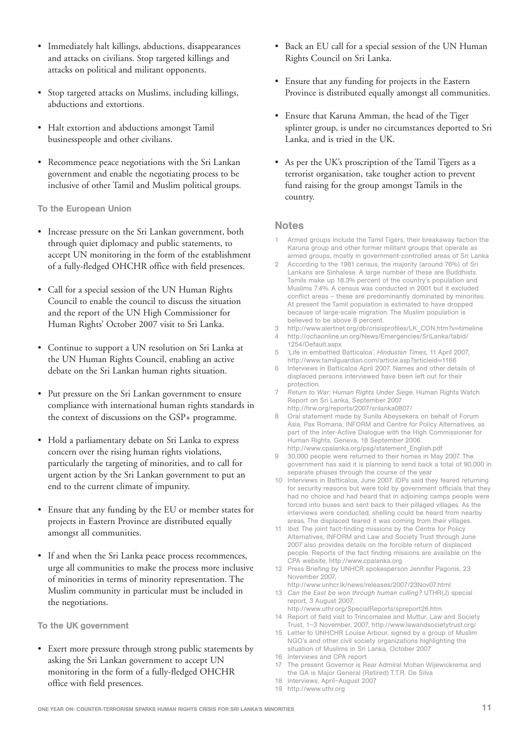- Immediately halt killings, abductions, disappearances and attacks on civilians. Stop targeted killings and attacks on political and militant opponents.

- Stop targeted attacks on Muslims, including killings, abductions and extortions.

- Halt extortion and abductions amongst Tamil businesspeople and other civilians.

- Recommence peace negotiations with the Sri Lankan government and enable the negotiating process to be inclusive of other Tamil and Muslim political groups.

**To the European Union**

- Increase pressure on the Sri Lankan government, both through quiet diplomacy and public statements, to accept UN monitoring in the form of the establishment of a fully-fledged OHCHR office with field presences.

- Call for a special session of the UN Human Rights Council to enable the council to discuss the situation and the report of the UN High Commissioner for Human Rights' October 2007 visit to Sri Lanka.

- Continue to support a UN resolution on Sri Lanka at the UN Human Rights Council, enabling an active debate on the Sri Lankan human rights situation.

- Put pressure on the Sri Lankan government to ensure compliance with international human rights standards in the context of discussions on the GSP+ programme.

- Hold a parliamentary debate on Sri Lanka to express concern over the rising human rights violations, particularly the targeting of minorities, and to call for urgent action by the Sri Lankan government to put an end to the current climate of impunity.

- Ensure that any funding by the EU or member states for projects in Eastern Province are distributed equally amongst all communities.

- If and when the Sri Lanka peace process recommences, urge all communities to make the process more inclusive of minorities in terms of minority representation. The Muslim community in particular must be included in the negotiations.

**To the UK government**

- Exert more pressure through strong public statements by asking the Sri Lankan government to accept UN monitoring in the form of a fully-fledged OHCHR office with field presences.

- Back an EU call for a special session of the UN Human Rights Council on Sri Lanka.

- Ensure that any funding for projects in the Eastern Province is distributed equally amongst all communities.

- Ensure that Karuna Amman, the head of the Tiger splinter group, is under no circumstances deported to Sri Lanka, and is tried in the UK.

- As per the UK's proscription of the Tamil Tigers as a terrorist organisation, take tougher action to prevent fund raising for the group amongst Tamils in the country.

## Notes

1. Armed groups include the Tamil Tigers, their breakaway faction the Karuna group and other former militant groups that operate as armed groups, mostly in government-controlled areas of Sri Lanka
2. According to the 1981 census, the majority (around 76%) of Sri Lankans are Sinhalese. A large number of these are Buddhists. Tamils make up 18.3% percent of the country's population and Muslims 7.4%. A census was conducted in 2001 but it excluded conflict areas – these are predominantly dominated by minorites. At present the Tamil population is estimated to have dropped because of large-scale migration. The Muslim population is believed to be above 8 percent.
3. http://www.alertnet.org/db/crisisprofiles/LK_CON.htm?v=timeline
4. http://ochaonline.un.org/News/Emergencies/SriLanka/tabid/1254/Default.aspx
5. 'Life in embattled Batticaloa', *Hindustan Times*, 11 April 2007, http://www.tamilguardian.com/article.asp?articleid=1166
6. Interviews in Batticaloa April 2007. Names and other details of displaced persons interviewed have been left out for their protection.
7. *Return to War: Human Rights Under Siege*, Human Rights Watch Report on Sri Lanka, September 2007 http://hrw.org/reports/2007/srilanka0807/
8. Oral statement made by Sunila Abeysekera on behalf of Forum Asia, Pax Romana, INFORM and Centre for Policy Alternatives, as part of the Inter-Active Dialogue with the High Commissioner for Human Rights, Geneva, 18 September 2006. http://www.cpalanka.org/psg/statement_English.pdf
9. 30,000 people were returned to their homes in May 2007. The government has said it is planning to send back a total of 90,000 in separate phases through the course of the year
10. Interviews in Batticaloa, June 2007. IDPs said they feared returning for security reasons but were told by government officials that they had no choice and had heard that in adjoining camps people were forced into buses and sent back to their pillaged villages. As the interviews were conducted, shelling could be heard from nearby areas. The displaced feared it was coming from their villages.
11. *Ibid.* The joint fact-finding missions by the Centre for Policy Alternatives, INFORM and Law and Society Trust through June 2007 also provides details on the forcible return of displaced people. Reports of the fact finding missions are available on the CPA website, http://www.cpalanka.org
12. Press Briefing by UNHCR spokesperson Jennifer Pagonis, 23 November 2007, http://www.unhcr.lk/news/releases/2007/23Nov07.html
13. *Can the East be won through human culling?* UTHR(J) special report, 3 August 2007, http://www.uthr.org/SpecialReports/spreport26.htm
14. Report of field visit to Trincomalee and Muttur, Law and Society Trust, 1–3 November, 2007, http://www.lawandsocietytrust.org/
15. Letter to UNHCHR Louise Arbour, signed by a group of Muslim NGO's and other civil society organizations highlighting the situation of Muslims in Sri Lanka, October 2007
16. Interviews and CPA report
17. The present Governor is Rear Admiral Mohan Wijewickrema and the GA is Major General (Retired) T.T.R. De Silva
18. Interviews, April–August 2007
19. http://www.uthr.org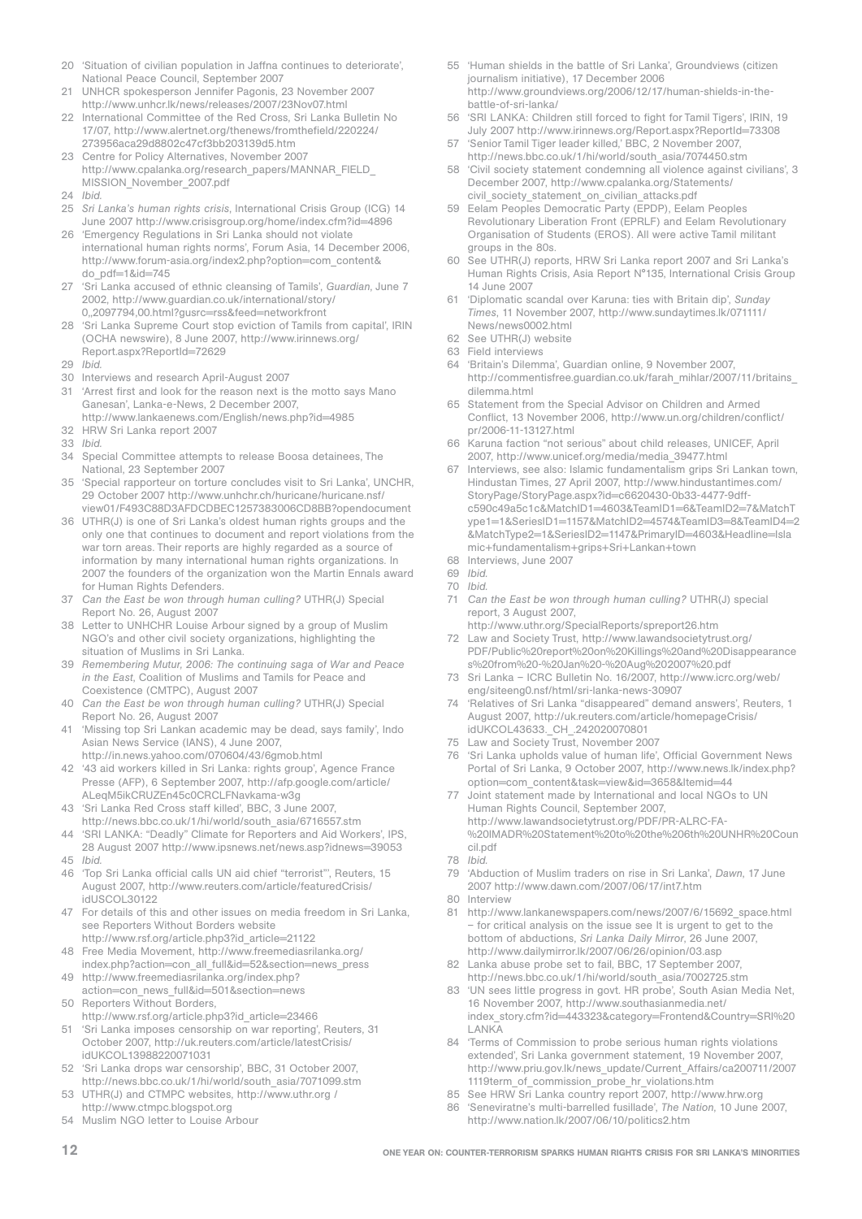20 'Situation of civilian population in Jaffna continues to deteriorate', National Peace Council, September 2007

21 UNHCR spokesperson Jennifer Pagonis, 23 November 2007 http://www.unhcr.lk/news/releases/2007/23Nov07.html

22 International Committee of the Red Cross, Sri Lanka Bulletin No 17/07, http://www.alertnet.org/thenews/fromthefield/220224/273956aca29d8802c47cf3bb203139d5.htm

23 Centre for Policy Alternatives, November 2007 http://www.cpalanka.org/research_papers/MANNAR_FIELD_MISSION_November_2007.pdf

24 *Ibid.*

25 *Sri Lanka's human rights crisis*, International Crisis Group (ICG) 14 June 2007 http://www.crisisgroup.org/home/index.cfm?id=4896

26 'Emergency Regulations in Sri Lanka should not violate international human rights norms', Forum Asia, 14 December 2006, http://www.forum-asia.org/index2.php?option=com_content&do_pdf=1&id=745

27 'Sri Lanka accused of ethnic cleansing of Tamils', *Guardian*, June 7 2002, http://www.guardian.co.uk/international/story/0,,2097794,00.html?gusrc=rss&feed=networkfront

28 'Sri Lanka Supreme Court stop eviction of Tamils from capital', IRIN (OCHA newswire), 8 June 2007, http://www.irinnews.org/Report.aspx?ReportId=72629

29 *Ibid.*

30 Interviews and research April-August 2007

31 'Arrest first and look for the reason next is the motto says Mano Ganesan', Lanka-e-News, 2 December 2007, http://www.lankaenews.com/English/news.php?id=4985

32 HRW Sri Lanka report 2007

33 *Ibid.*

34 Special Committee attempts to release Boosa detainees, The National, 23 September 2007

35 'Special rapporteur on torture concludes visit to Sri Lanka', UNCHR, 29 October 2007 http://www.unhchr.ch/huricane/huricane.nsf/view01/F493C88D3AFDCDBEC1257383006CD8BB?opendocument

36 UTHR(J) is one of Sri Lanka's oldest human rights groups and the only one that continues to document and report violations from the war torn areas. Their reports are highly regarded as a source of information by many international human rights organizations. In 2007 the founders of the organization won the Martin Ennals award for Human Rights Defenders.

37 *Can the East be won through human culling?* UTHR(J) Special Report No. 26, August 2007

38 Letter to UNHCHR Louise Arbour signed by a group of Muslim NGO's and other civil society organizations, highlighting the situation of Muslims in Sri Lanka.

39 *Remembering Mutur, 2006: The continuing saga of War and Peace in the East*, Coalition of Muslims and Tamils for Peace and Coexistence (CMTPC), August 2007

40 *Can the East be won through human culling?* UTHR(J) Special Report No. 26, August 2007

41 'Missing top Sri Lankan academic may be dead, says family', Indo Asian News Service (IANS), 4 June 2007, http://in.news.yahoo.com/070604/43/6gmob.html

42 '43 aid workers killed in Sri Lanka: rights group', Agence France Presse (AFP), 6 September 2007, http://afp.google.com/article/ALeqM5ikCRUZEn45c0CRCLFNavkama-w3g

43 'Sri Lanka Red Cross staff killed', BBC, 3 June 2007, http://news.bbc.co.uk/1/hi/world/south_asia/6716557.stm

44 'SRI LANKA: "Deadly" Climate for Reporters and Aid Workers', IPS, 28 August 2007 http://www.ipsnews.net/news.asp?idnews=39053

45 *Ibid.*

46 'Top Sri Lanka official calls UN aid chief "terrorist"', Reuters, 15 August 2007, http://www.reuters.com/article/featuredCrisis/idUSCOL30122

47 For details of this and other issues on media freedom in Sri Lanka, see Reporters Without Borders website http://www.rsf.org/article.php3?id_article=21122

48 Free Media Movement, http://www.freemediasrilanka.org/index.php?action=con_all_full&id=52&section=news_press

49 http://www.freemediasrilanka.org/index.php?action=con_news_full&id=501&section=news

50 Reporters Without Borders, http://www.rsf.org/article.php3?id_article=23466

51 'Sri Lanka imposes censorship on war reporting', Reuters, 31 October 2007, http://uk.reuters.com/article/latestCrisis/idUKCOL13988220071031

52 'Sri Lanka drops war censorship', BBC, 31 October 2007, http://news.bbc.co.uk/1/hi/world/south_asia/7071099.stm

53 UTHR(J) and CTMPC websites, http://www.uthr.org / http://www.ctmpc.blogspot.org

54 Muslim NGO letter to Louise Arbour

55 'Human shields in the battle of Sri Lanka', Groundviews (citizen journalism initiative), 17 December 2006 http://www.groundviews.org/2006/12/17/human-shields-in-the-battle-of-sri-lanka/

56 'SRI LANKA: Children still forced to fight for Tamil Tigers', IRIN, 19 July 2007 http://www.irinnews.org/Report.aspx?ReportId=73308

57 'Senior Tamil Tiger leader killed,' BBC, 2 November 2007, http://news.bbc.co.uk/1/hi/world/south_asia/7074450.stm

58 'Civil society statement condemning all violence against civilians', 3 December 2007, http://www.cpalanka.org/Statements/civil_society_statement_on_civilian_attacks.pdf

59 Eelam Peoples Democratic Party (EPDP), Eelam Peoples Revolutionary Liberation Front (EPRLF) and Eelam Revolutionary Organisation of Students (EROS). All were active Tamil militant groups in the 80s.

60 See UTHR(J) reports, HRW Sri Lanka report 2007 and Sri Lanka's Human Rights Crisis, Asia Report N°135, International Crisis Group 14 June 2007

61 'Diplomatic scandal over Karuna: ties with Britain dip', *Sunday Times*, 11 November 2007, http://www.sundaytimes.lk/071111/News/news0002.html

62 See UTHR(J) website

63 Field interviews

64 'Britain's Dilemma', Guardian online, 9 November 2007, http://commentisfree.guardian.co.uk/farah_mihlar/2007/11/britains_dilemma.html

65 Statement from the Special Advisor on Children and Armed Conflict, 13 November 2006, http://www.un.org/children/conflict/pr/2006-11-13127.html

66 Karuna faction "not serious" about child releases, UNICEF, April 2007, http://www.unicef.org/media/media_39477.html

67 Interviews, see also: Islamic fundamentalism grips Sri Lankan town, Hindustan Times, 27 April 2007, http://www.hindustantimes.com/StoryPage/StoryPage.aspx?id=c6620430-0b33-4477-9dff-c590c49a5c1c&MatchID1=4603&TeamID1=6&TeamID2=7&MatchType1=1&SeriesID1=1157&MatchID2=4574&TeamID3=8&TeamID4=2&MatchType2=1&SeriesID2=1147&PrimaryID=4603&Headline=Islamic+fundamentalism+grips+Sri+Lankan+town

68 Interviews, June 2007

69 *Ibid.*

70 *Ibid.*

71 *Can the East be won through human culling?* UTHR(J) special report, 3 August 2007, http://www.uthr.org/SpecialReports/spreport26.htm

72 Law and Society Trust, http://www.lawandsocietytrust.org/PDF/Public%20report%20on%20Killings%20and%20Disappearances%20from%20-%20Jan%20-%20Aug%202007%20.pdf

73 Sri Lanka – ICRC Bulletin No. 16/2007, http://www.icrc.org/web/eng/siteeng0.nsf/html/sri-lanka-news-30907

74 'Relatives of Sri Lanka "disappeared" demand answers', Reuters, 1 August 2007, http://uk.reuters.com/article/homepageCrisis/idUKCOL43633._CH_.242020070801

75 Law and Society Trust, November 2007

76 'Sri Lanka upholds value of human life', Official Government News Portal of Sri Lanka, 9 October 2007, http://www.news.lk/index.php?option=com_content&task=view&id=3658&Itemid=44

77 Joint statement made by International and local NGOs to UN Human Rights Council, September 2007, http://www.lawandsocietytrust.org/PDF/PR-ALRC-FA-%20IMADR%20Statement%20to%20the%206th%20UNHR%20Council.pdf

78 *Ibid.*

79 'Abduction of Muslim traders on rise in Sri Lanka', *Dawn*, 17 June 2007 http://www.dawn.com/2007/06/17/int7.htm

80 Interview

81 http://www.lankanewspapers.com/news/2007/6/15692_space.html – for critical analysis on the issue see It is urgent to get to the bottom of abductions, *Sri Lanka Daily Mirror*, 26 June 2007, http://www.dailymirror.lk/2007/06/26/opinion/03.asp

82 Lanka abuse probe set to fail, BBC, 17 September 2007, http://news.bbc.co.uk/1/hi/world/south_asia/7002725.stm

83 'UN sees little progress in govt. HR probe', South Asian Media Net, 16 November 2007, http://www.southasianmedia.net/index_story.cfm?id=443323&category=Frontend&Country=SRI%20LANKA

84 'Terms of Commission to probe serious human rights violations extended', Sri Lanka government statement, 19 November 2007, http://www.priu.gov.lk/news_update/Current_Affairs/ca200711/20071119term_of_commission_probe_hr_violations.htm

85 See HRW Sri Lanka country report 2007, http://www.hrw.org

86 'Seneviratne's multi-barrelled fusillade', *The Nation*, 10 June 2007, http://www.nation.lk/2007/06/10/politics2.htm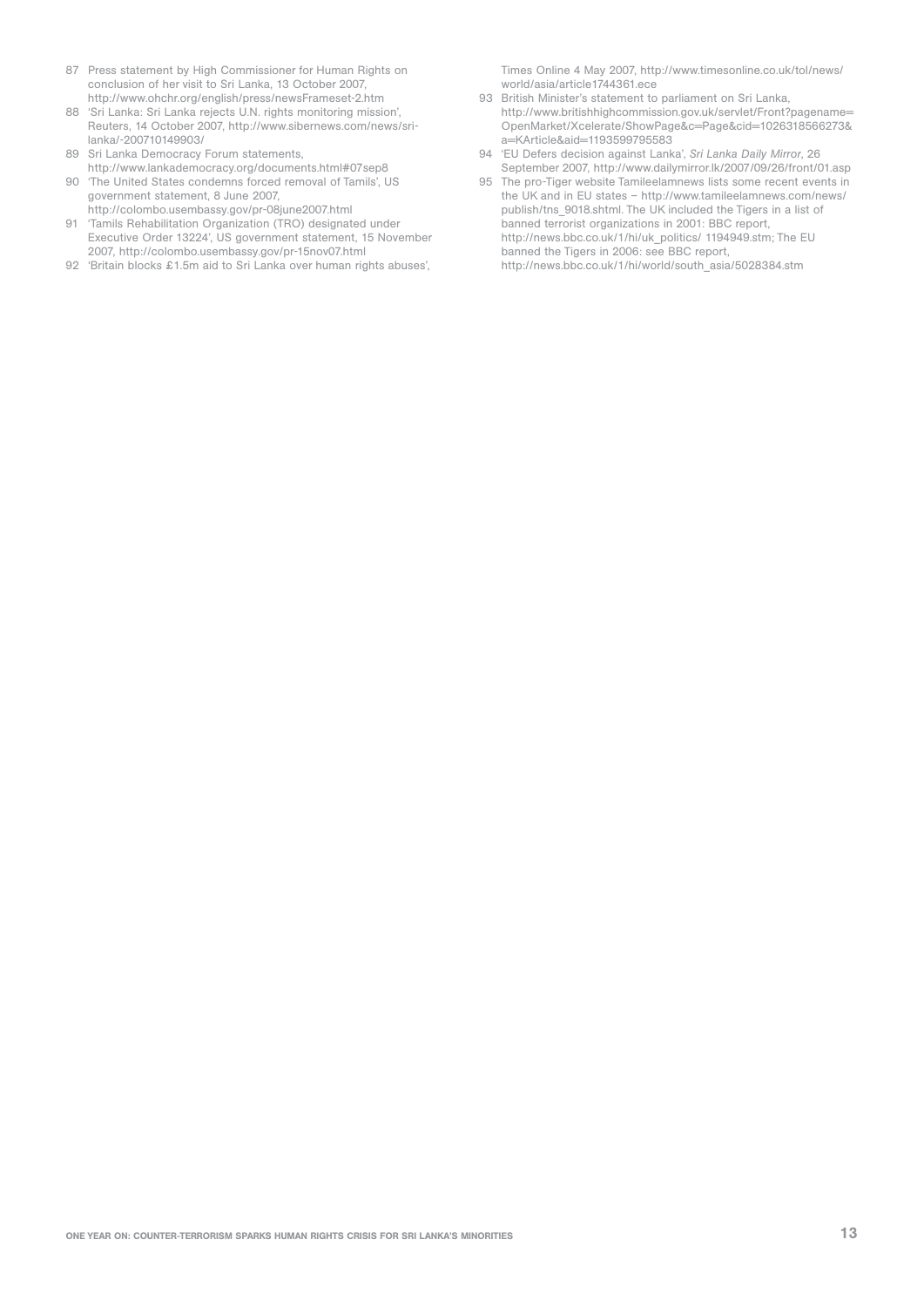87 Press statement by High Commissioner for Human Rights on conclusion of her visit to Sri Lanka, 13 October 2007, http://www.ohchr.org/english/press/newsFrameset-2.htm

88 'Sri Lanka: Sri Lanka rejects U.N. rights monitoring mission', Reuters, 14 October 2007, http://www.sibernews.com/news/sri-lanka/-200710149903/

89 Sri Lanka Democracy Forum statements, http://www.lankademocracy.org/documents.html#07sep8

90 'The United States condemns forced removal of Tamils', US government statement, 8 June 2007, http://colombo.usembassy.gov/pr-08june2007.html

91 'Tamils Rehabilitation Organization (TRO) designated under Executive Order 13224', US government statement, 15 November 2007, http://colombo.usembassy.gov/pr-15nov07.html

92 'Britain blocks £1.5m aid to Sri Lanka over human rights abuses', Times Online 4 May 2007, http://www.timesonline.co.uk/tol/news/world/asia/article1744361.ece

93 British Minister's statement to parliament on Sri Lanka, http://www.britishhighcommission.gov.uk/servlet/Front?pagename=OpenMarket/Xcelerate/ShowPage&c=Page&cid=1026318566273&a=KArticle&aid=1193599795583

94 'EU Defers decision against Lanka', *Sri Lanka Daily Mirror*, 26 September 2007, http://www.dailymirror.lk/2007/09/26/front/01.asp

95 The pro-Tiger website Tamileelamnews lists some recent events in the UK and in EU states – http://www.tamileelamnews.com/news/publish/tns_9018.shtml. The UK included the Tigers in a list of banned terrorist organizations in 2001: BBC report, http://news.bbc.co.uk/1/hi/uk_politics/ 1194949.stm; The EU banned the Tigers in 2006: see BBC report, http://news.bbc.co.uk/1/hi/world/south_asia/5028384.stm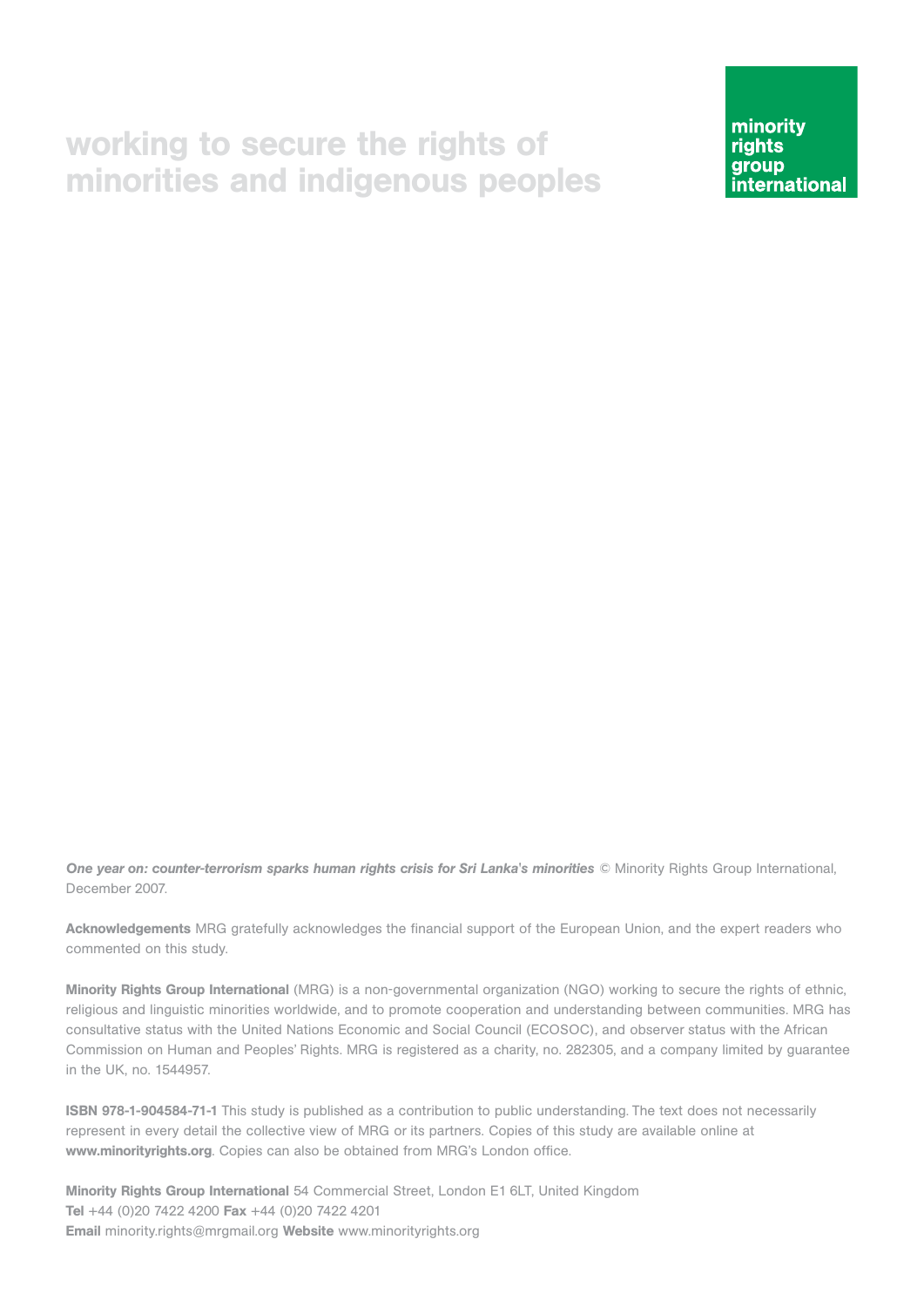# working to secure the rights of minorities and indigenous peoples

**minority rights group international**

***One year on: counter-terrorism sparks human rights crisis for Sri Lanka's minorities*** © Minority Rights Group International, December 2007.

**Acknowledgements** MRG gratefully acknowledges the financial support of the European Union, and the expert readers who commented on this study.

**Minority Rights Group International** (MRG) is a non-governmental organization (NGO) working to secure the rights of ethnic, religious and linguistic minorities worldwide, and to promote cooperation and understanding between communities. MRG has consultative status with the United Nations Economic and Social Council (ECOSOC), and observer status with the African Commission on Human and Peoples' Rights. MRG is registered as a charity, no. 282305, and a company limited by guarantee in the UK, no. 1544957.

**ISBN 978-1-904584-71-1** This study is published as a contribution to public understanding. The text does not necessarily represent in every detail the collective view of MRG or its partners. Copies of this study are available online at **www.minorityrights.org**. Copies can also be obtained from MRG's London office.

**Minority Rights Group International** 54 Commercial Street, London E1 6LT, United Kingdom
**Tel** +44 (0)20 7422 4200 **Fax** +44 (0)20 7422 4201
**Email** minority.rights@mrgmail.org **Website** www.minorityrights.org